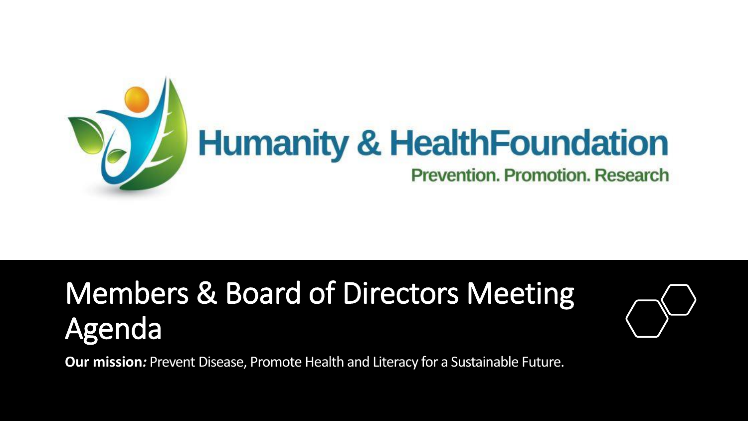Humanity & HealthFoundation

Prevention. Promotion. Research

# Members & Board of Directors Meeting Agenda

**Our mission:** Prevent Disease, Promote Health and Literacy for a Sustainable Future.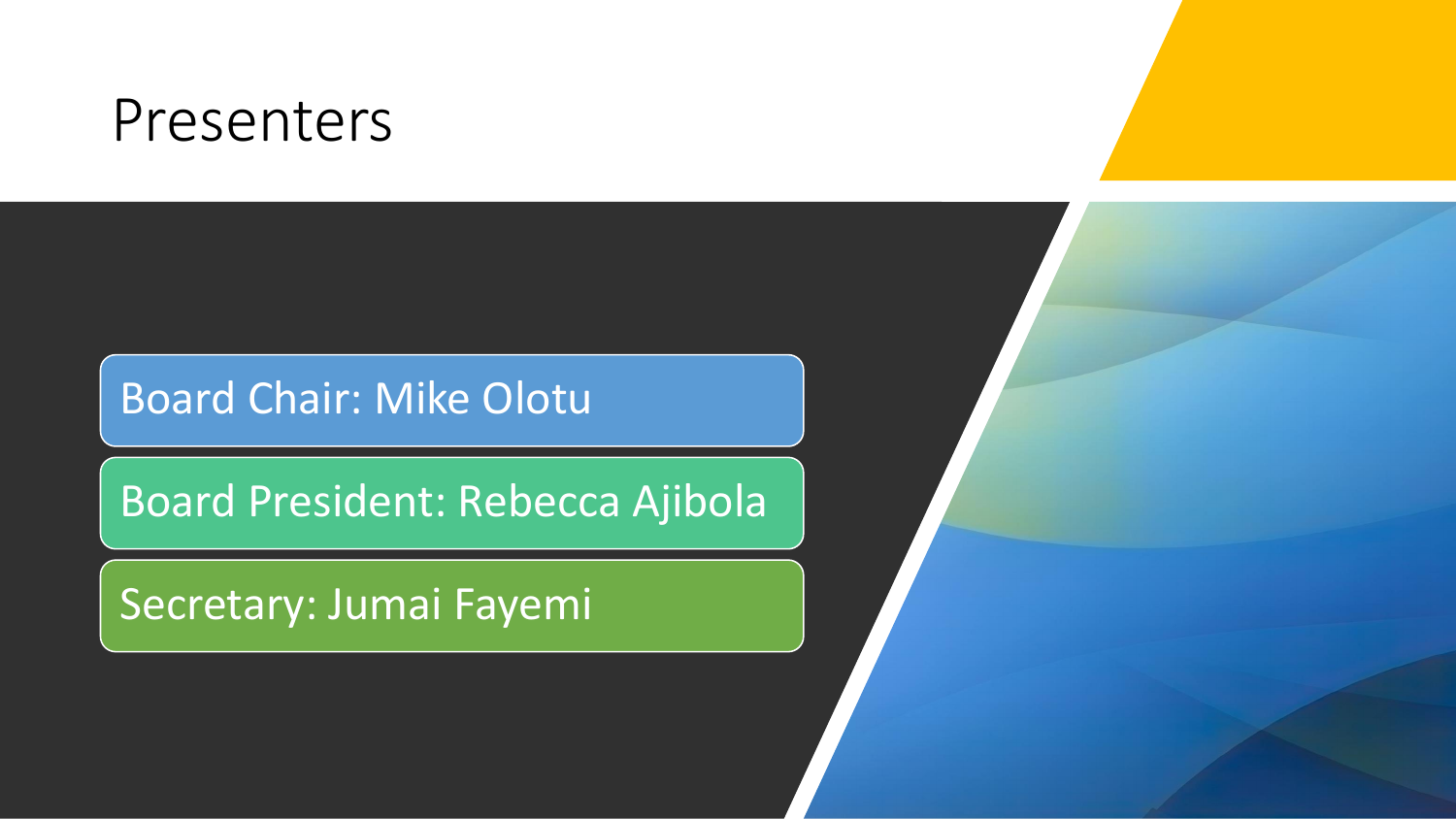# Presenters

- Board Chair: Mike Olotu
- Board President: Rebecca Ajibola
- Secretary: Jumai Fayemi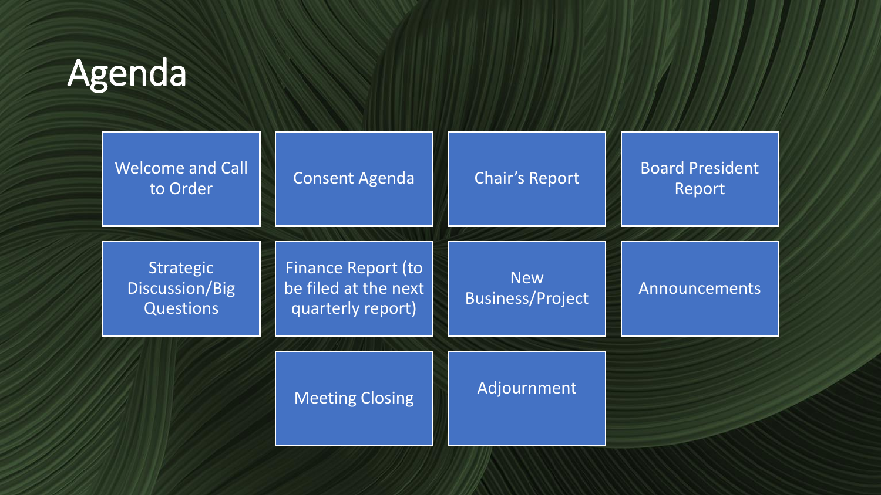# Agenda

- Welcome and Call to Order
- Consent Agenda
- Chair's Report
- Board President Report
- Strategic Discussion/Big Questions
- Finance Report (to be filed at the next quarterly report)
- New Business/Project
- Announcements
- Meeting Closing
- Adjournment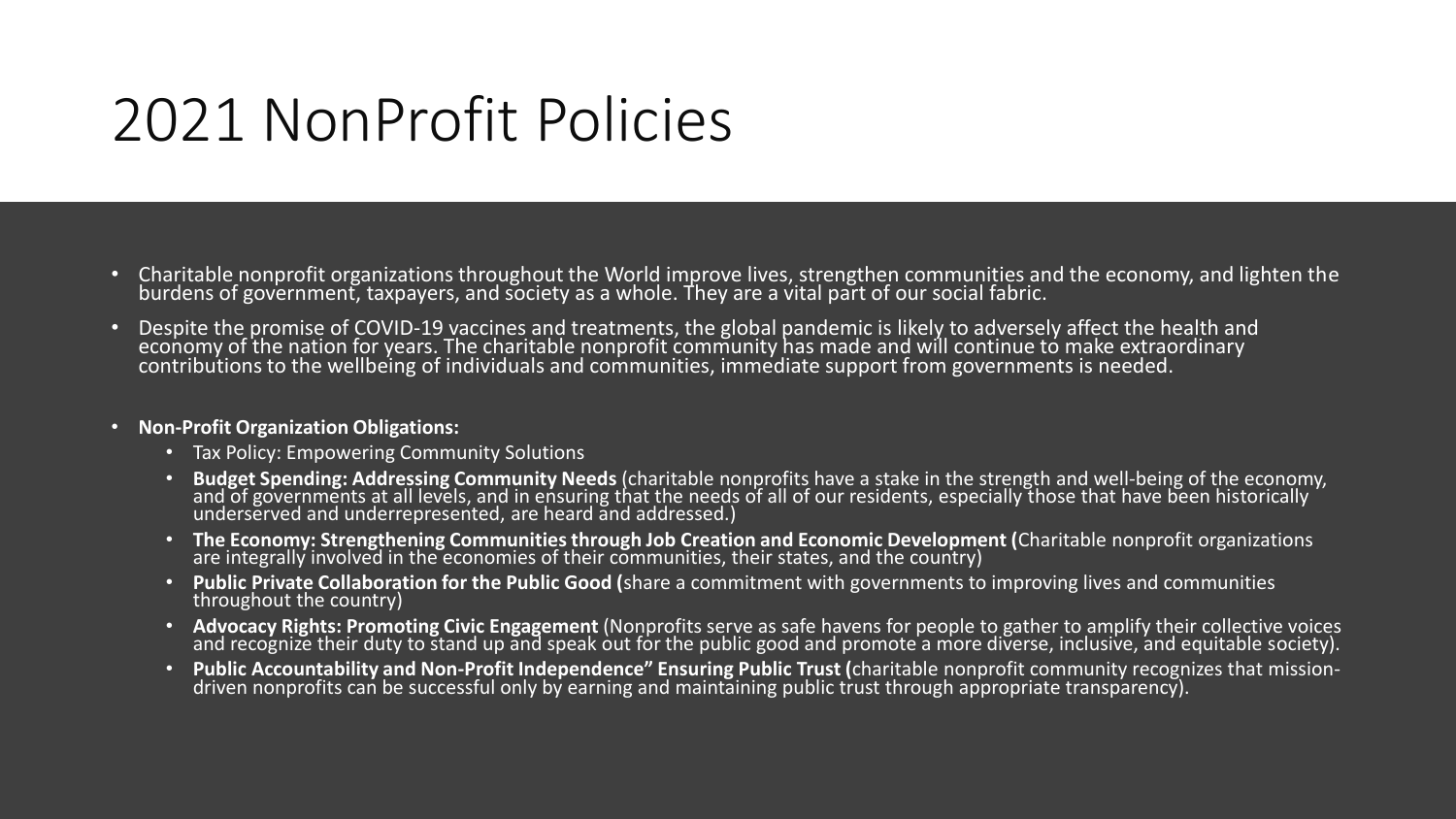# 2021 NonProfit Policies

- Charitable nonprofit organizations throughout the World improve lives, strengthen communities and the economy, and lighten the burdens of government, taxpayers, and society as a whole. They are a vital part of our social fabric.
- Despite the promise of COVID-19 vaccines and treatments, the global pandemic is likely to adversely affect the health and economy of the nation for years. The charitable nonprofit community has made and will continue to make extraordinary contributions to the wellbeing of individuals and communities, immediate support from governments is needed.

- **Non-Profit Organization Obligations:**
  - Tax Policy: Empowering Community Solutions
  - **Budget Spending: Addressing Community Needs** (charitable nonprofits have a stake in the strength and well-being of the economy, and of governments at all levels, and in ensuring that the needs of all of our residents, especially those that have been historically underserved and underrepresented, are heard and addressed.)
  - **The Economy: Strengthening Communities through Job Creation and Economic Development (**Charitable nonprofit organizations are integrally involved in the economies of their communities, their states, and the country)
  - **Public Private Collaboration for the Public Good (**share a commitment with governments to improving lives and communities throughout the country)
  - **Advocacy Rights: Promoting Civic Engagement** (Nonprofits serve as safe havens for people to gather to amplify their collective voices and recognize their duty to stand up and speak out for the public good and promote a more diverse, inclusive, and equitable society).
  - **Public Accountability and Non-Profit Independence" Ensuring Public Trust (**charitable nonprofit community recognizes that mission-driven nonprofits can be successful only by earning and maintaining public trust through appropriate transparency).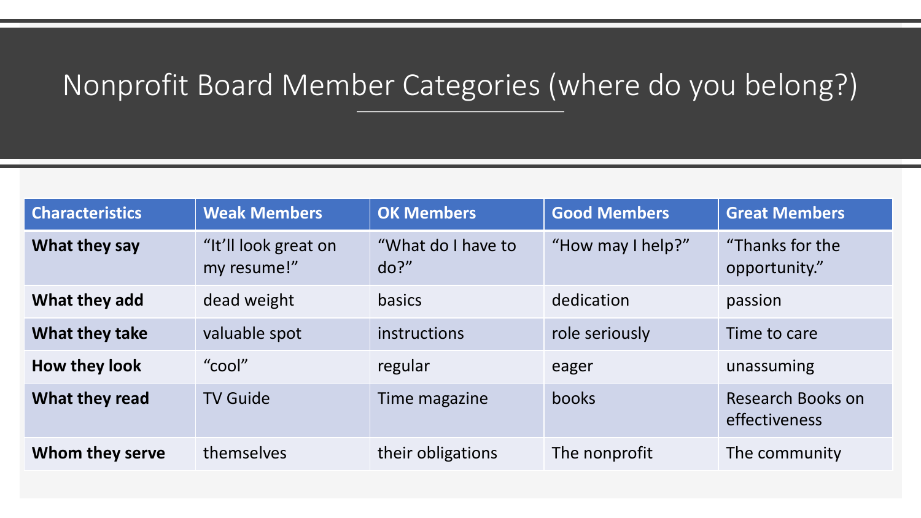# Nonprofit Board Member Categories (where do you belong?)

| Characteristics | Weak Members | OK Members | Good Members | Great Members |
| --- | --- | --- | --- | --- |
| **What they say** | “It’ll look great on my resume!” | “What do I have to do?” | “How may I help?” | “Thanks for the opportunity.” |
| **What they add** | dead weight | basics | dedication | passion |
| **What they take** | valuable spot | instructions | role seriously | Time to care |
| **How they look** | “cool” | regular | eager | unassuming |
| **What they read** | TV Guide | Time magazine | books | Research Books on effectiveness |
| **Whom they serve** | themselves | their obligations | The nonprofit | The community |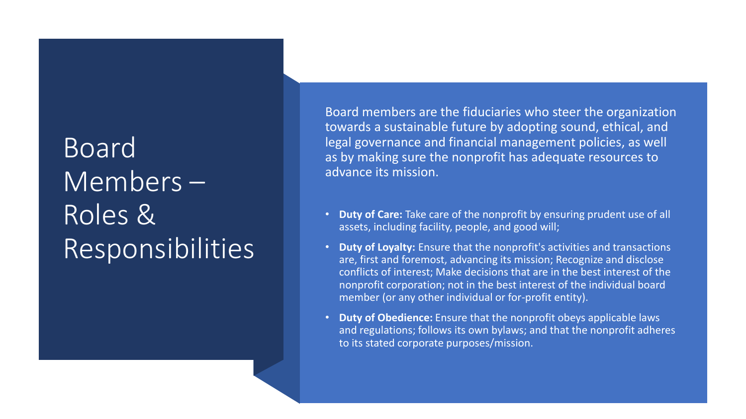# Board Members – Roles & Responsibilities

Board members are the fiduciaries who steer the organization towards a sustainable future by adopting sound, ethical, and legal governance and financial management policies, as well as by making sure the nonprofit has adequate resources to advance its mission.

- **Duty of Care:** Take care of the nonprofit by ensuring prudent use of all assets, including facility, people, and good will;
- **Duty of Loyalty:** Ensure that the nonprofit's activities and transactions are, first and foremost, advancing its mission; Recognize and disclose conflicts of interest; Make decisions that are in the best interest of the nonprofit corporation; not in the best interest of the individual board member (or any other individual or for-profit entity).
- **Duty of Obedience:** Ensure that the nonprofit obeys applicable laws and regulations; follows its own bylaws; and that the nonprofit adheres to its stated corporate purposes/mission.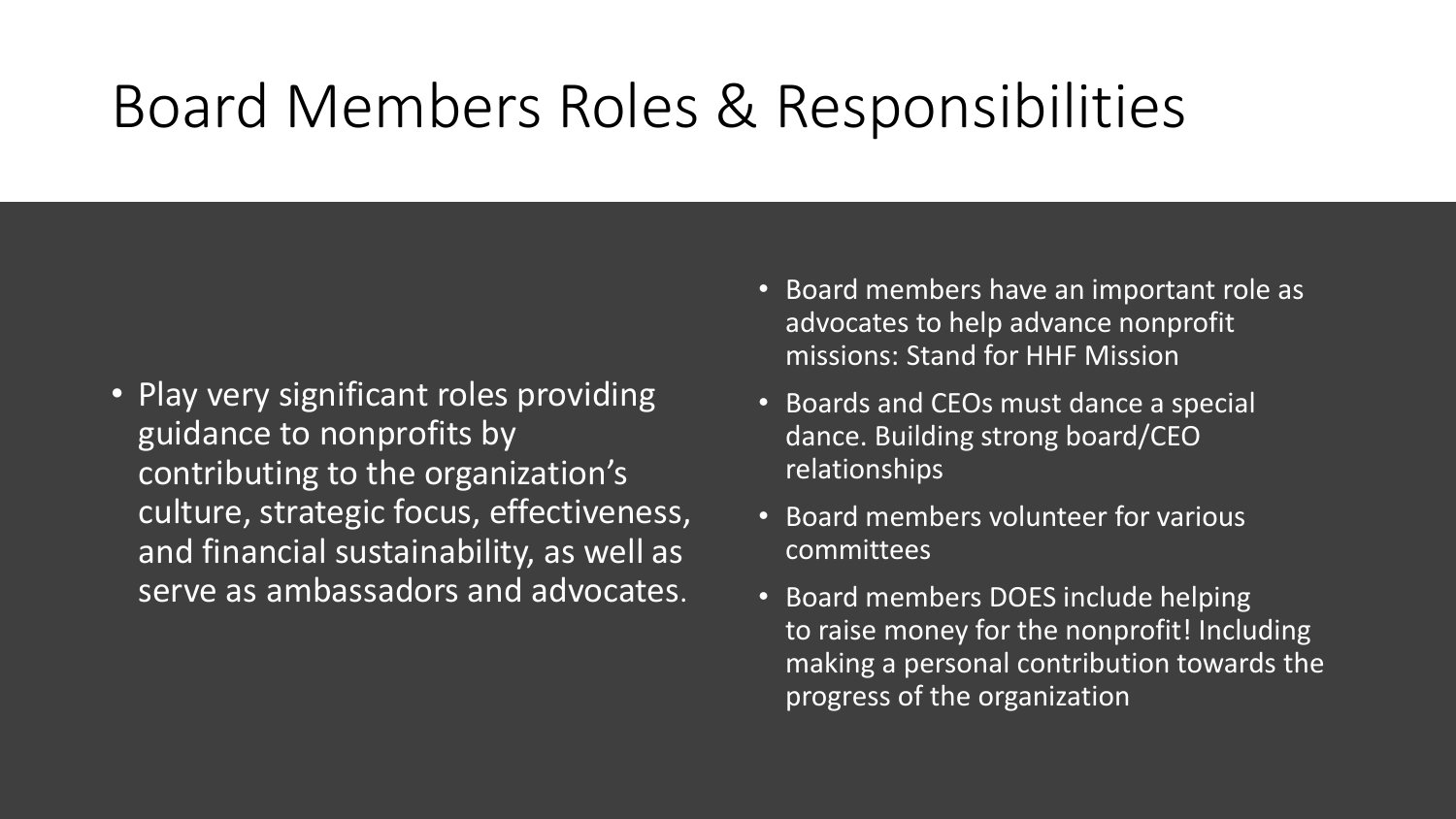# Board Members Roles & Responsibilities

- Play very significant roles providing guidance to nonprofits by contributing to the organization's culture, strategic focus, effectiveness, and financial sustainability, as well as serve as ambassadors and advocates.

- Board members have an important role as advocates to help advance nonprofit missions: Stand for HHF Mission
- Boards and CEOs must dance a special dance. Building strong board/CEO relationships
- Board members volunteer for various committees
- Board members DOES include helping to raise money for the nonprofit! Including making a personal contribution towards the progress of the organization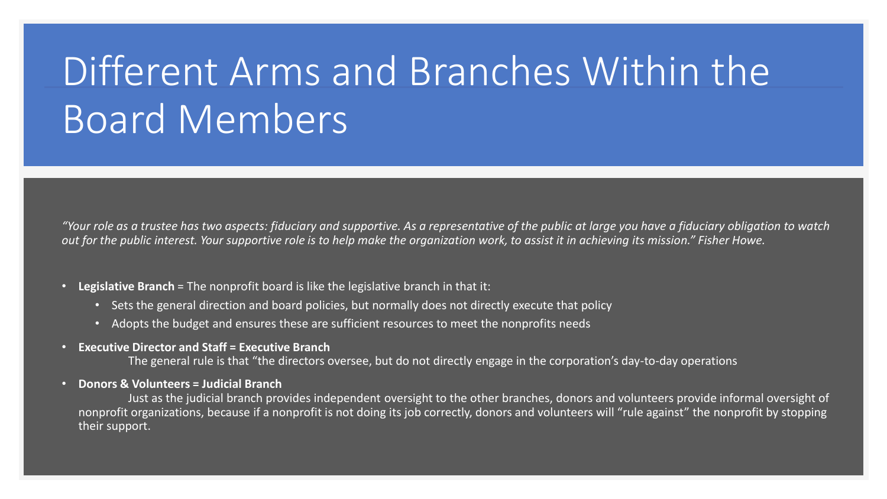# Different Arms and Branches Within the Board Members

*"Your role as a trustee has two aspects: fiduciary and supportive. As a representative of the public at large you have a fiduciary obligation to watch out for the public interest. Your supportive role is to help make the organization work, to assist it in achieving its mission." Fisher Howe.*

- **Legislative Branch** = The nonprofit board is like the legislative branch in that it:
  - Sets the general direction and board policies, but normally does not directly execute that policy
  - Adopts the budget and ensures these are sufficient resources to meet the nonprofits needs
- **Executive Director and Staff = Executive Branch**

  The general rule is that "the directors oversee, but do not directly engage in the corporation's day-to-day operations
- **Donors & Volunteers = Judicial Branch**

  Just as the judicial branch provides independent oversight to the other branches, donors and volunteers provide informal oversight of nonprofit organizations, because if a nonprofit is not doing its job correctly, donors and volunteers will "rule against" the nonprofit by stopping their support.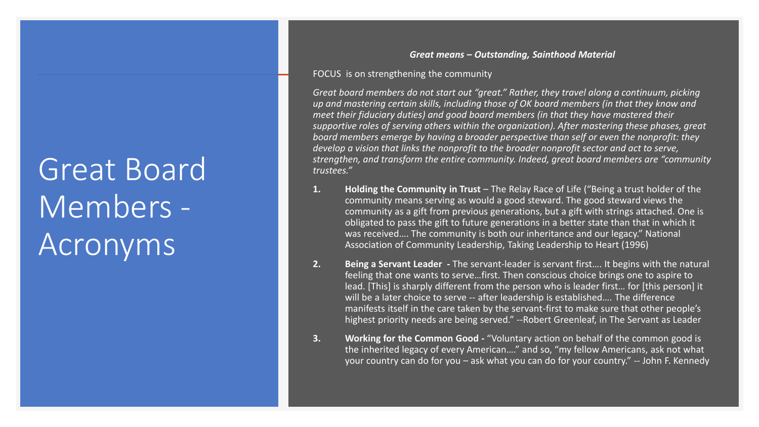# Great Board Members - Acronyms

***Great means – Outstanding, Sainthood Material***

FOCUS is on strengthening the community

*Great board members do not start out "great." Rather, they travel along a continuum, picking up and mastering certain skills, including those of OK board members (in that they know and meet their fiduciary duties) and good board members (in that they have mastered their supportive roles of serving others within the organization). After mastering these phases, great board members emerge by having a broader perspective than self or even the nonprofit: they develop a vision that links the nonprofit to the broader nonprofit sector and act to serve, strengthen, and transform the entire community. Indeed, great board members are "community trustees."*

1. **Holding the Community in Trust** – The Relay Race of Life ("Being a trust holder of the community means serving as would a good steward. The good steward views the community as a gift from previous generations, but a gift with strings attached. One is obligated to pass the gift to future generations in a better state than that in which it was received…. The community is both our inheritance and our legacy." National Association of Community Leadership, Taking Leadership to Heart (1996)

2. **Being a Servant Leader -** The servant-leader is servant first…. It begins with the natural feeling that one wants to serve…first. Then conscious choice brings one to aspire to lead. [This] is sharply different from the person who is leader first… for [this person] it will be a later choice to serve -- after leadership is established…. The difference manifests itself in the care taken by the servant-first to make sure that other people's highest priority needs are being served." --Robert Greenleaf, in The Servant as Leader

3. **Working for the Common Good -** "Voluntary action on behalf of the common good is the inherited legacy of every American…." and so, "my fellow Americans, ask not what your country can do for you – ask what you can do for your country." -- John F. Kennedy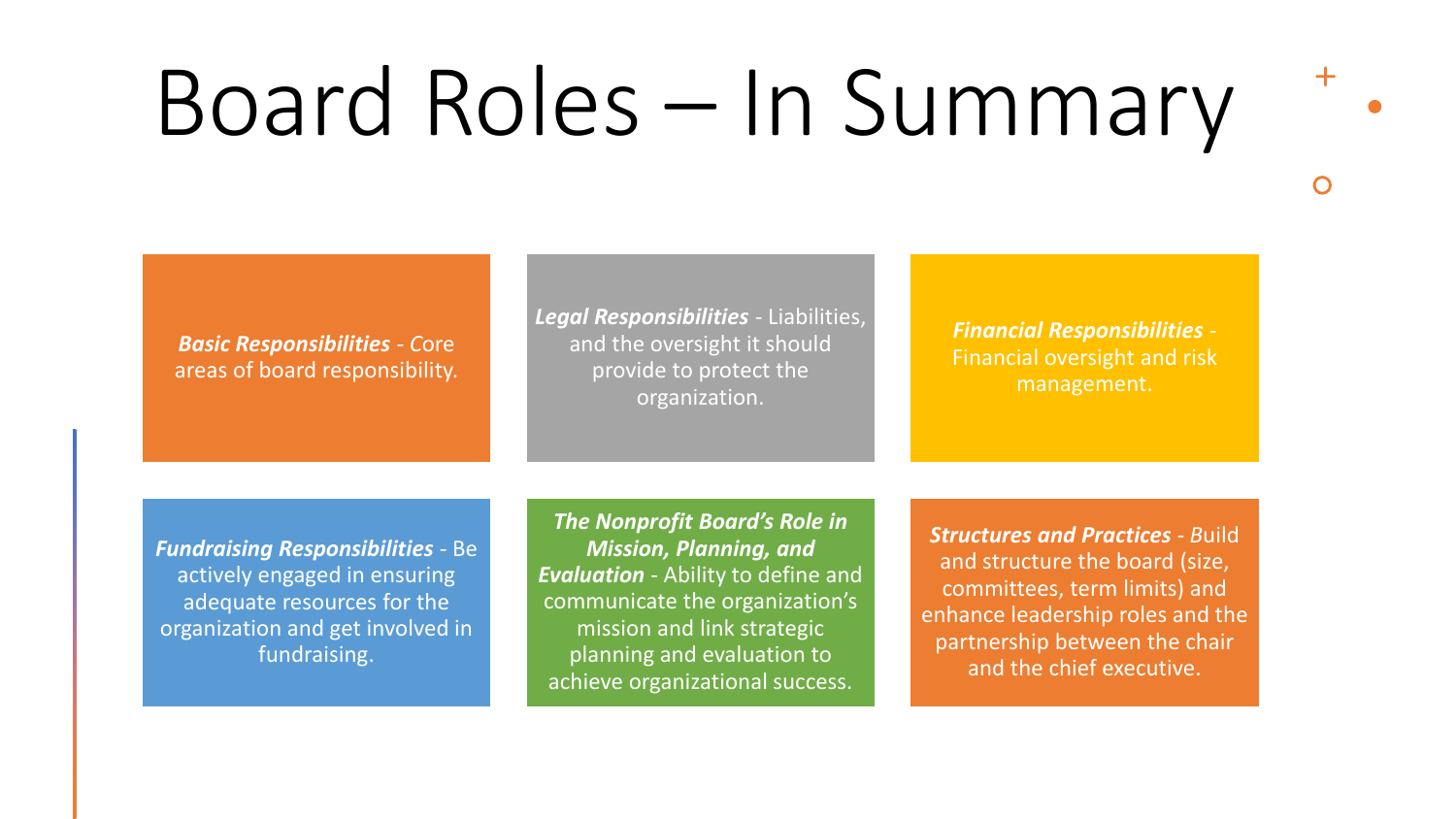# Board Roles – In Summary

***Basic Responsibilities*** - Core areas of board responsibility.

***Legal Responsibilities*** - Liabilities, and the oversight it should provide to protect the organization.

***Financial Responsibilities*** - Financial oversight and risk management.

***Fundraising Responsibilities*** - Be actively engaged in ensuring adequate resources for the organization and get involved in fundraising.

***The Nonprofit Board's Role in Mission, Planning, and Evaluation*** - Ability to define and communicate the organization's mission and link strategic planning and evaluation to achieve organizational success.

***Structures and Practices*** - Build and structure the board (size, committees, term limits) and enhance leadership roles and the partnership between the chair and the chief executive.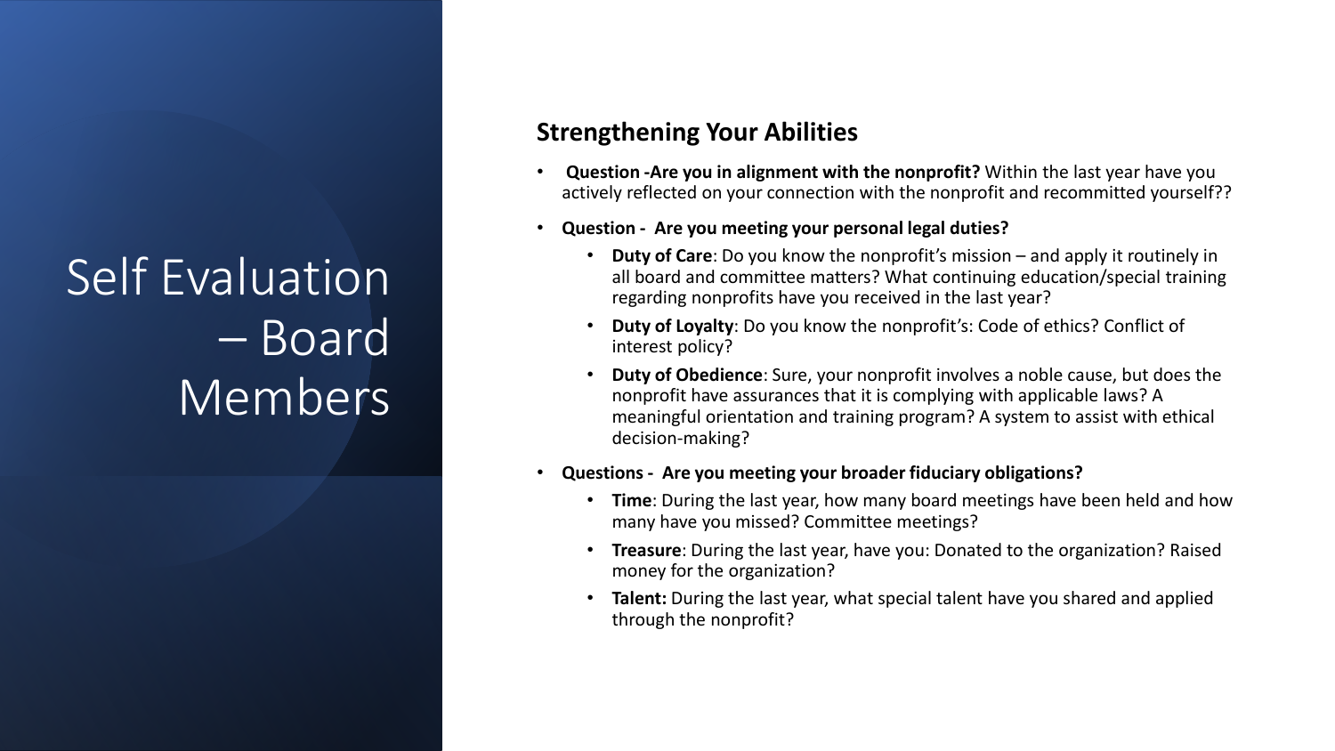# Self Evaluation – Board Members

## Strengthening Your Abilities

- **Question -Are you in alignment with the nonprofit?** Within the last year have you actively reflected on your connection with the nonprofit and recommitted yourself??
- **Question - Are you meeting your personal legal duties?**
    - **Duty of Care**: Do you know the nonprofit's mission – and apply it routinely in all board and committee matters? What continuing education/special training regarding nonprofits have you received in the last year?
    - **Duty of Loyalty**: Do you know the nonprofit's: Code of ethics? Conflict of interest policy?
    - **Duty of Obedience**: Sure, your nonprofit involves a noble cause, but does the nonprofit have assurances that it is complying with applicable laws? A meaningful orientation and training program? A system to assist with ethical decision-making?
- **Questions - Are you meeting your broader fiduciary obligations?**
    - **Time**: During the last year, how many board meetings have been held and how many have you missed? Committee meetings?
    - **Treasure**: During the last year, have you: Donated to the organization? Raised money for the organization?
    - **Talent:** During the last year, what special talent have you shared and applied through the nonprofit?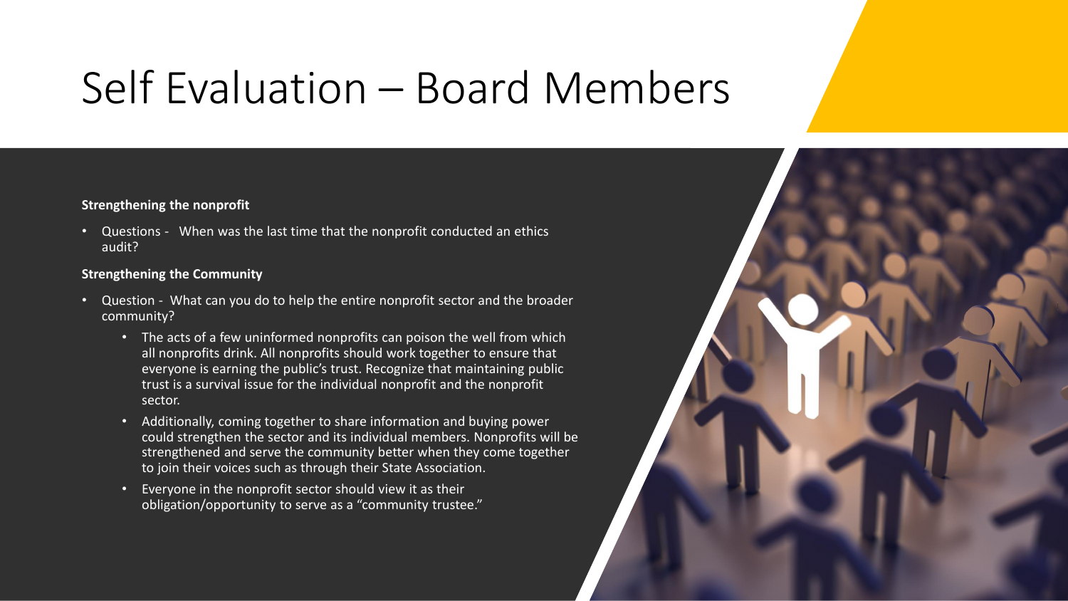# Self Evaluation – Board Members

**Strengthening the nonprofit**

- Questions - When was the last time that the nonprofit conducted an ethics audit?

**Strengthening the Community**

- Question - What can you do to help the entire nonprofit sector and the broader community?
  - The acts of a few uninformed nonprofits can poison the well from which all nonprofits drink. All nonprofits should work together to ensure that everyone is earning the public's trust. Recognize that maintaining public trust is a survival issue for the individual nonprofit and the nonprofit sector.
  - Additionally, coming together to share information and buying power could strengthen the sector and its individual members. Nonprofits will be strengthened and serve the community better when they come together to join their voices such as through their State Association.
  - Everyone in the nonprofit sector should view it as their obligation/opportunity to serve as a "community trustee."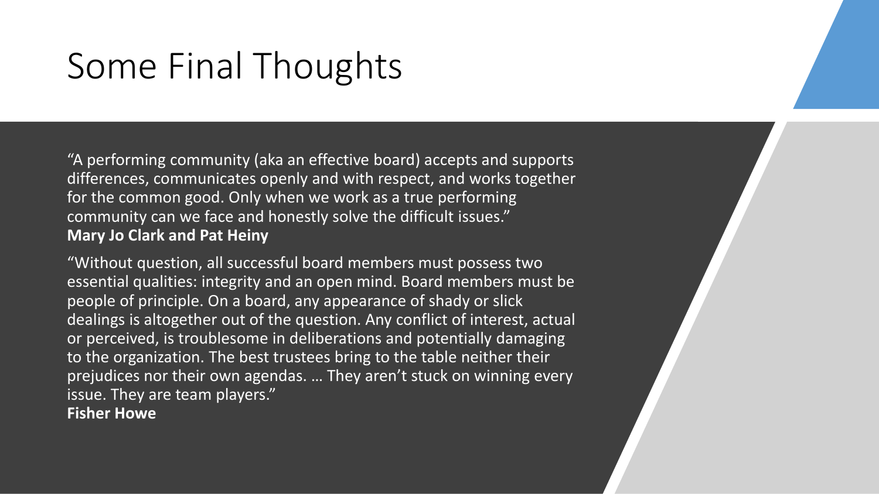# Some Final Thoughts

"A performing community (aka an effective board) accepts and supports differences, communicates openly and with respect, and works together for the common good. Only when we work as a true performing community can we face and honestly solve the difficult issues."
**Mary Jo Clark and Pat Heiny**

"Without question, all successful board members must possess two essential qualities: integrity and an open mind. Board members must be people of principle. On a board, any appearance of shady or slick dealings is altogether out of the question. Any conflict of interest, actual or perceived, is troublesome in deliberations and potentially damaging to the organization. The best trustees bring to the table neither their prejudices nor their own agendas. … They aren't stuck on winning every issue. They are team players."
**Fisher Howe**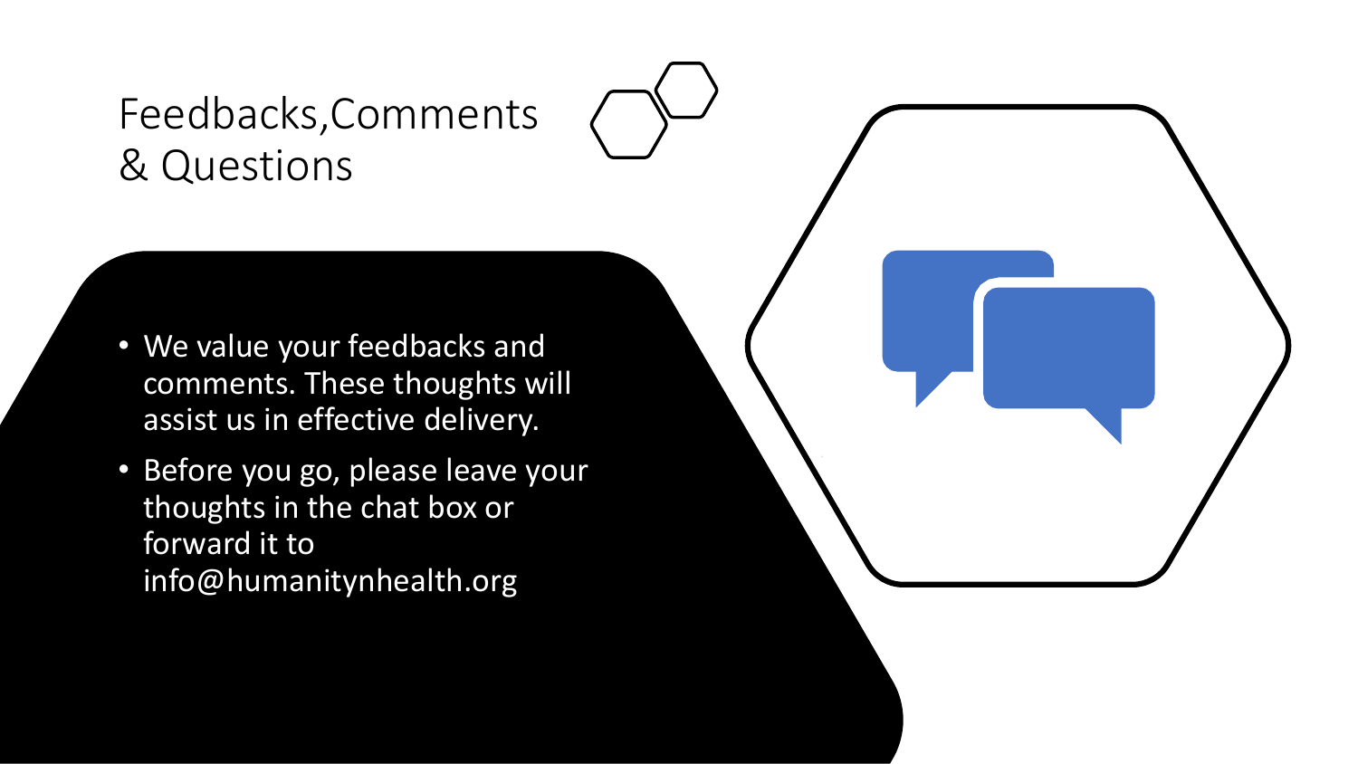# Feedbacks,Comments & Questions

- We value your feedbacks and comments. These thoughts will assist us in effective delivery.
- Before you go, please leave your thoughts in the chat box or forward it to info@humanitynhealth.org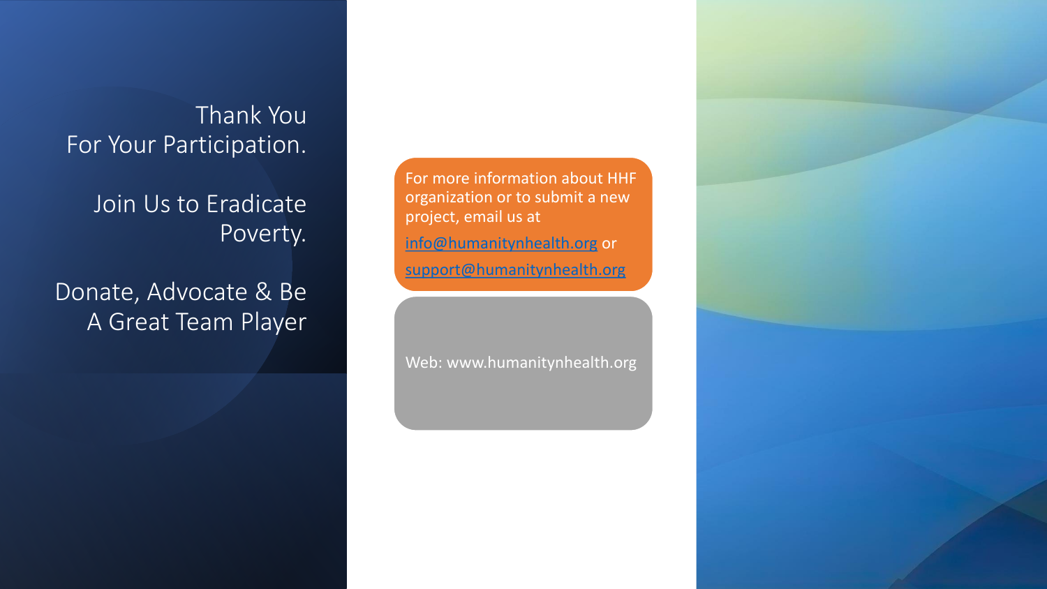Thank You
For Your Participation.

Join Us to Eradicate Poverty.

Donate, Advocate & Be A Great Team Player

For more information about HHF organization or to submit a new project, email us at

info@humanitynhealth.org or

support@humanitynhealth.org

Web: www.humanitynhealth.org